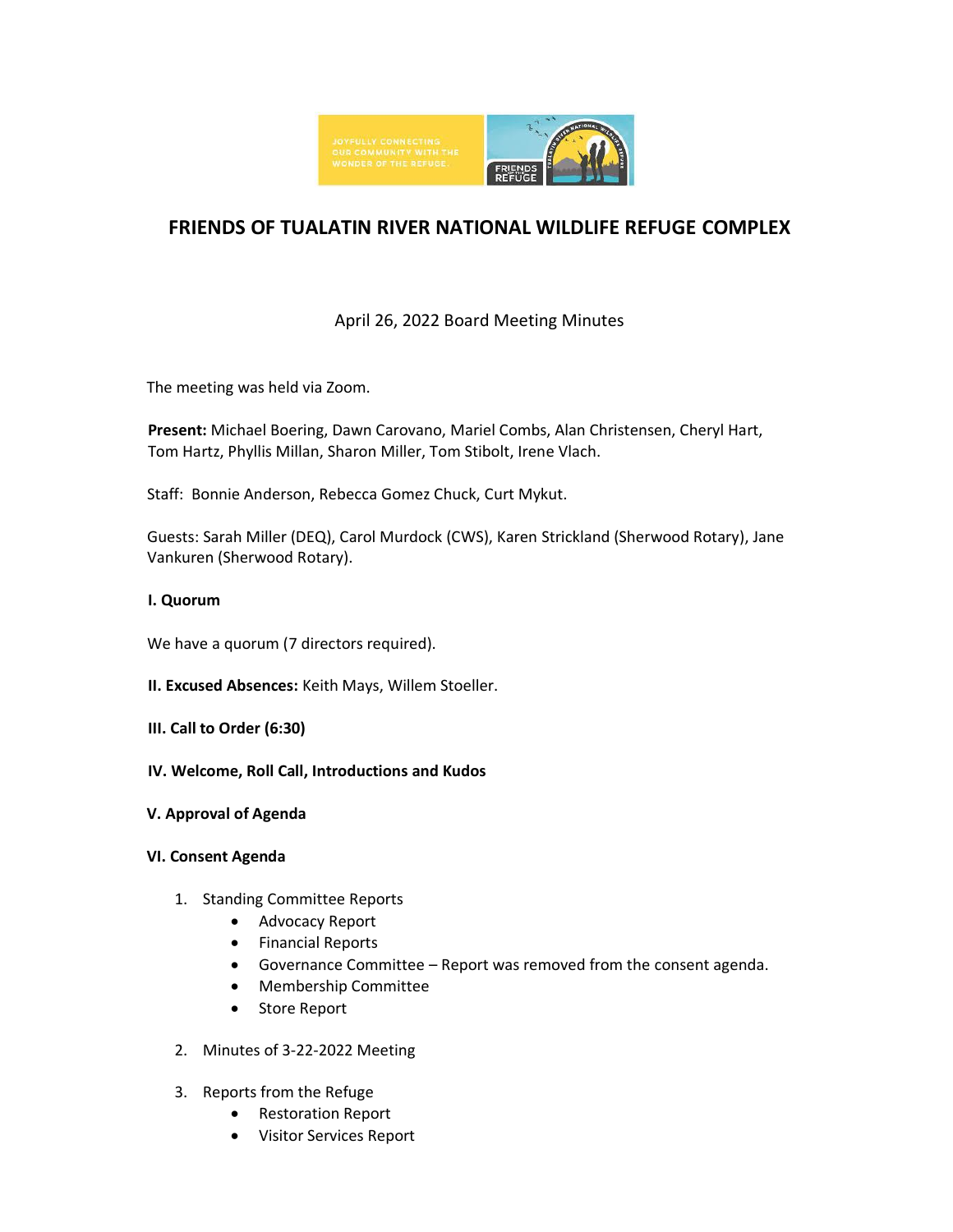# FRIENDS OF TUALATIN RIVER NATIONAL WILDLIFE REFUGE COMPLEX

April 26, 2022 Board Meeting Minutes

The meeting was held via Zoom.

**Present:** Michael Boering, Dawn Carovano, Mariel Combs, Alan Christensen, Cheryl Hart, Tom Hartz, Phyllis Millan, Sharon Miller, Tom Stibolt, Irene Vlach.

Staff: Bonnie Anderson, Rebecca Gomez Chuck, Curt Mykut.

Guests: Sarah Miller (DEQ), Carol Murdock (CWS), Karen Strickland (Sherwood Rotary), Jane Vankuren (Sherwood Rotary).

**I. Quorum**

We have a quorum (7 directors required).

**II. Excused Absences:** Keith Mays, Willem Stoeller.

**III. Call to Order (6:30)**

**IV. Welcome, Roll Call, Introductions and Kudos**

**V. Approval of Agenda**

**VI. Consent Agenda**

1. Standing Committee Reports
   - Advocacy Report
   - Financial Reports
   - Governance Committee – Report was removed from the consent agenda.
   - Membership Committee
   - Store Report
2. Minutes of 3-22-2022 Meeting
3. Reports from the Refuge
   - Restoration Report
   - Visitor Services Report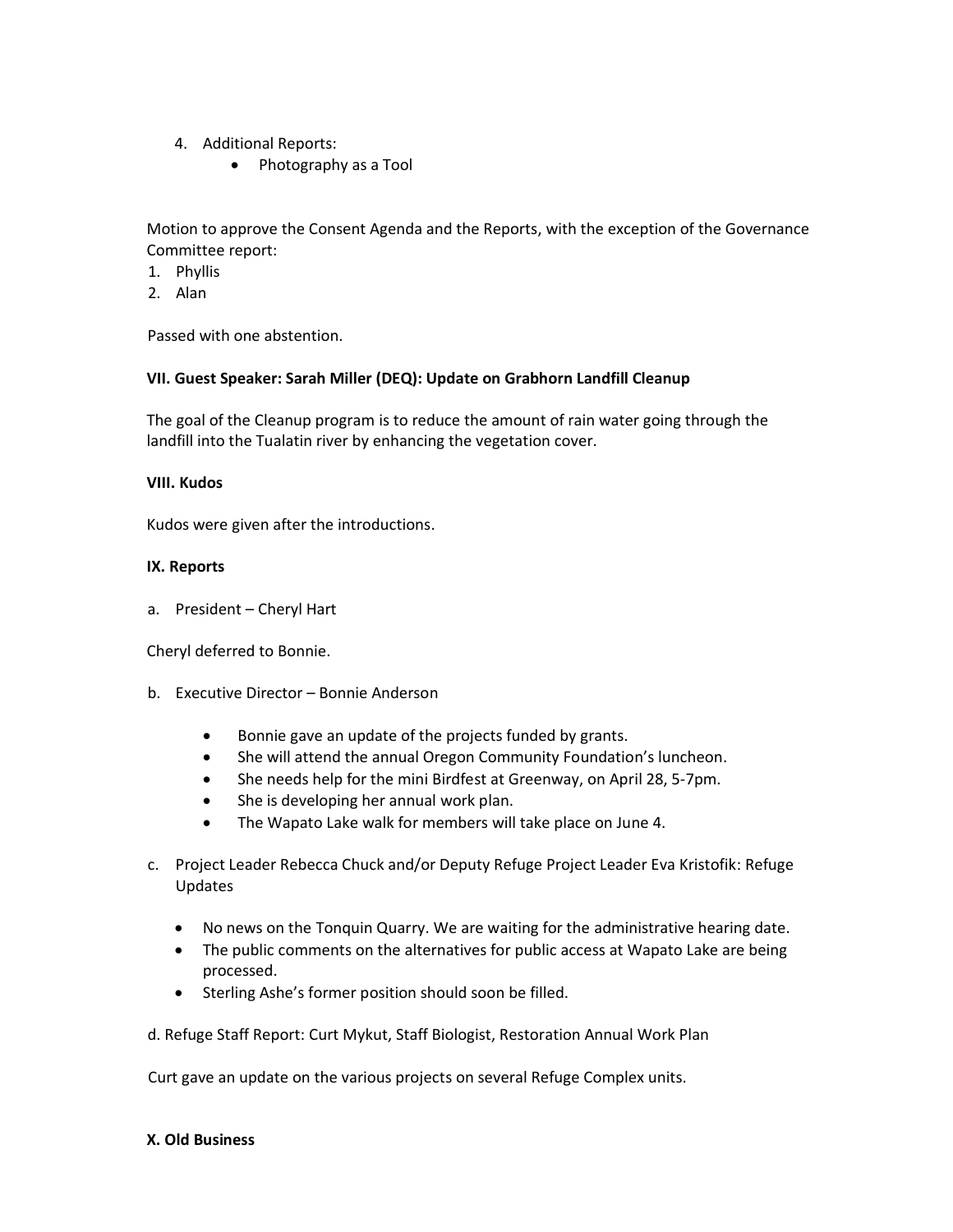4. Additional Reports:
    - Photography as a Tool

Motion to approve the Consent Agenda and the Reports, with the exception of the Governance Committee report:

1. Phyllis
2. Alan

Passed with one abstention.

**VII. Guest Speaker: Sarah Miller (DEQ): Update on Grabhorn Landfill Cleanup**

The goal of the Cleanup program is to reduce the amount of rain water going through the landfill into the Tualatin river by enhancing the vegetation cover.

**VIII. Kudos**

Kudos were given after the introductions.

**IX. Reports**

a. President – Cheryl Hart

Cheryl deferred to Bonnie.

b. Executive Director – Bonnie Anderson

- Bonnie gave an update of the projects funded by grants.
- She will attend the annual Oregon Community Foundation's luncheon.
- She needs help for the mini Birdfest at Greenway, on April 28, 5-7pm.
- She is developing her annual work plan.
- The Wapato Lake walk for members will take place on June 4.

c. Project Leader Rebecca Chuck and/or Deputy Refuge Project Leader Eva Kristofik: Refuge Updates

- No news on the Tonquin Quarry. We are waiting for the administrative hearing date.
- The public comments on the alternatives for public access at Wapato Lake are being processed.
- Sterling Ashe's former position should soon be filled.

d. Refuge Staff Report: Curt Mykut, Staff Biologist, Restoration Annual Work Plan

Curt gave an update on the various projects on several Refuge Complex units.

**X. Old Business**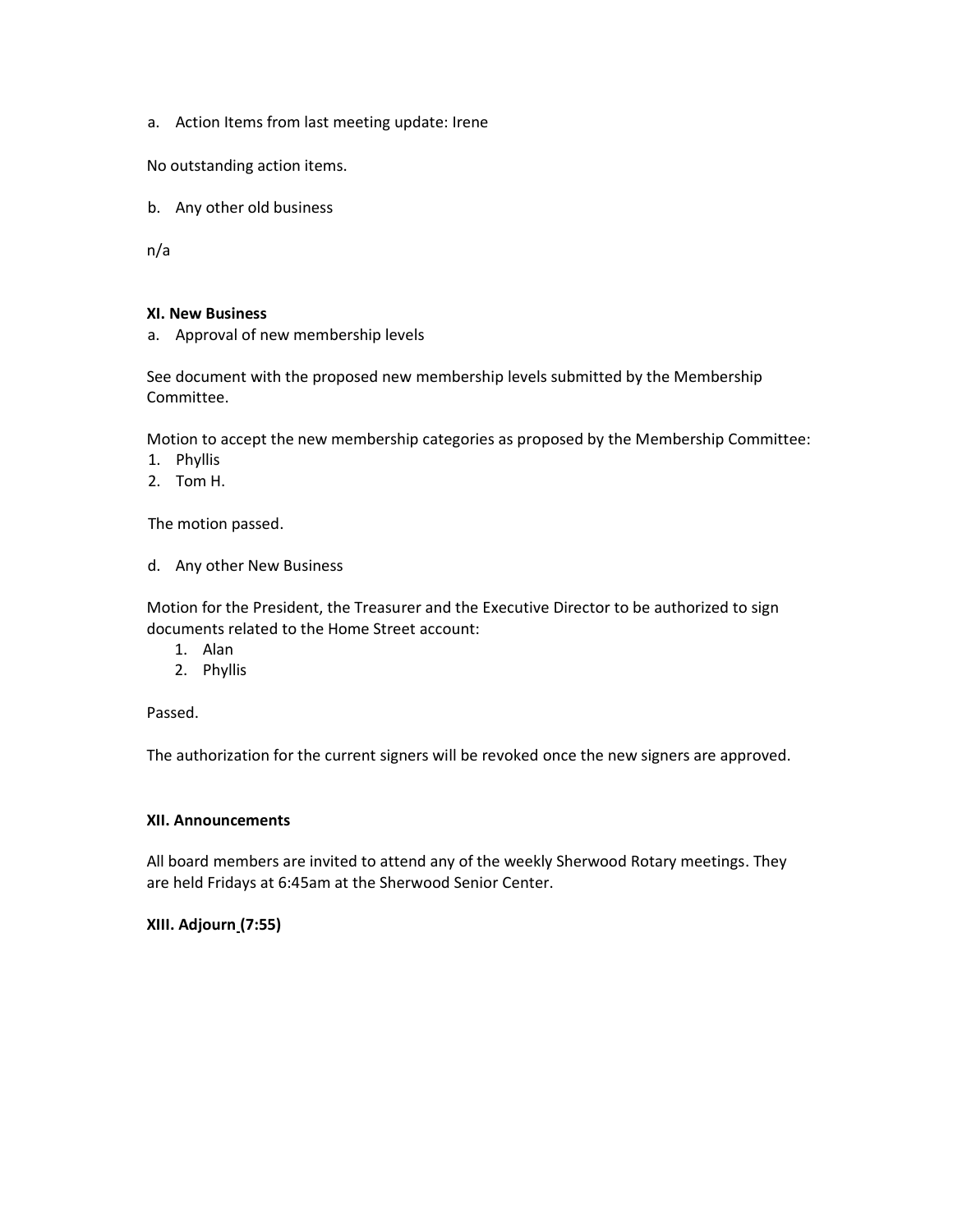a. Action Items from last meeting update: Irene

No outstanding action items.

b. Any other old business

n/a

**XI. New Business**

a. Approval of new membership levels

See document with the proposed new membership levels submitted by the Membership Committee.

Motion to accept the new membership categories as proposed by the Membership Committee:

1. Phyllis
2. Tom H.

The motion passed.

d. Any other New Business

Motion for the President, the Treasurer and the Executive Director to be authorized to sign documents related to the Home Street account:

1. Alan
2. Phyllis

Passed.

The authorization for the current signers will be revoked once the new signers are approved.

**XII. Announcements**

All board members are invited to attend any of the weekly Sherwood Rotary meetings. They are held Fridays at 6:45am at the Sherwood Senior Center.

**XIII. Adjourn (7:55)**